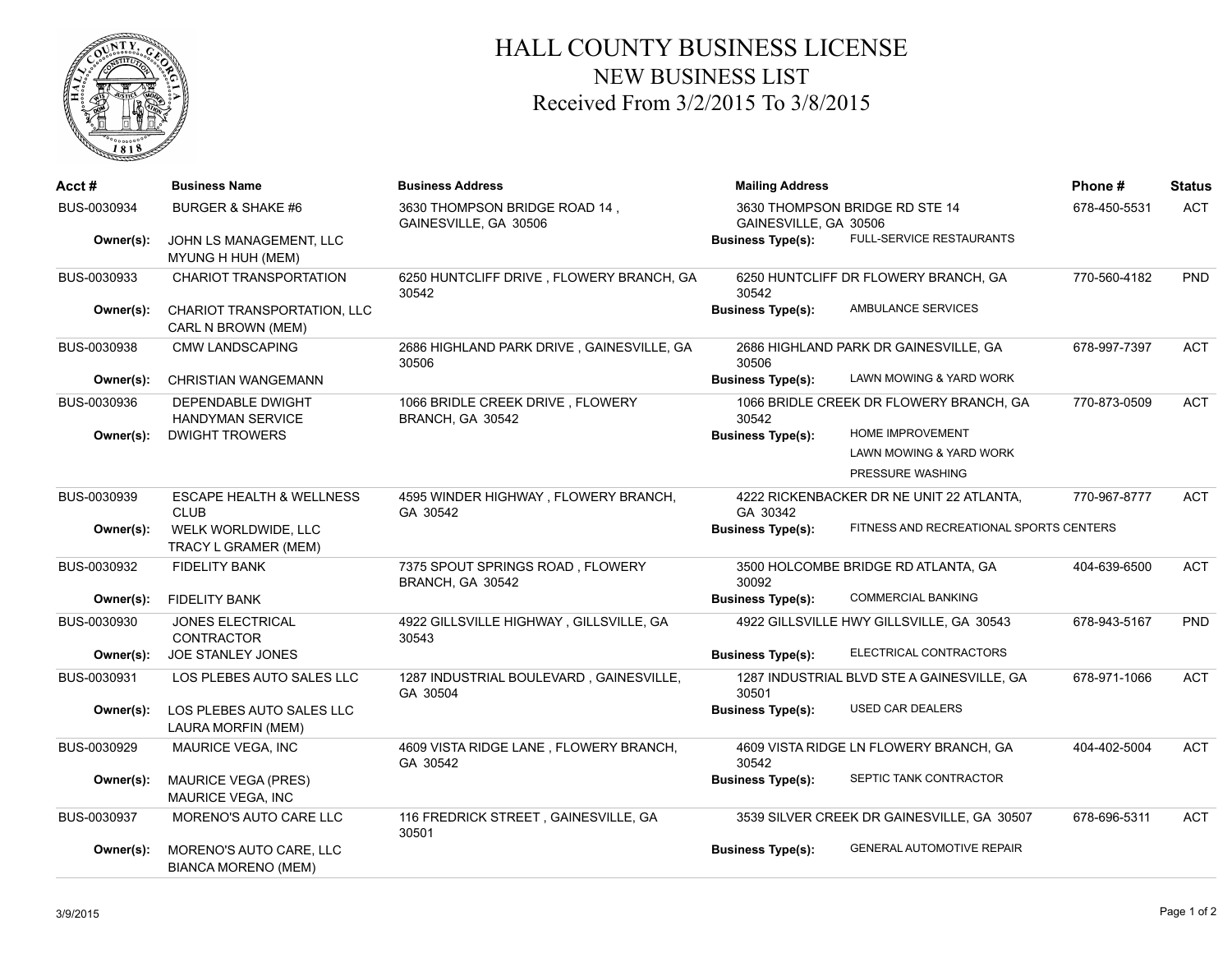# HALL COUNTY BUSINESS LICENSE
## NEW BUSINESS LIST
### Received From 3/2/2015 To 3/8/2015

| Acct # | Business Name | Business Address | Mailing Address | Phone # | Status |
|---|---|---|---|---|---|
| BUS-0030934 | BURGER & SHAKE #6 | 3630 THOMPSON BRIDGE ROAD 14 , GAINESVILLE, GA 30506 | 3630 THOMPSON BRIDGE RD STE 14 GAINESVILLE, GA 30506 | 678-450-5531 | ACT |
| **Owner(s):** | JOHN LS MANAGEMENT, LLC<br>MYUNG H HUH (MEM) | | **Business Type(s):** FULL-SERVICE RESTAURANTS | | |
| BUS-0030933 | CHARIOT TRANSPORTATION | 6250 HUNTCLIFF DRIVE , FLOWERY BRANCH, GA 30542 | 6250 HUNTCLIFF DR FLOWERY BRANCH, GA 30542 | 770-560-4182 | PND |
| **Owner(s):** | CHARIOT TRANSPORTATION, LLC<br>CARL N BROWN (MEM) | | **Business Type(s):** AMBULANCE SERVICES | | |
| BUS-0030938 | CMW LANDSCAPING | 2686 HIGHLAND PARK DRIVE , GAINESVILLE, GA 30506 | 2686 HIGHLAND PARK DR GAINESVILLE, GA 30506 | 678-997-7397 | ACT |
| **Owner(s):** | CHRISTIAN WANGEMANN | | **Business Type(s):** LAWN MOWING & YARD WORK | | |
| BUS-0030936 | DEPENDABLE DWIGHT HANDYMAN SERVICE | 1066 BRIDLE CREEK DRIVE , FLOWERY BRANCH, GA 30542 | 1066 BRIDLE CREEK DR FLOWERY BRANCH, GA 30542 | 770-873-0509 | ACT |
| **Owner(s):** | DWIGHT TROWERS | | **Business Type(s):** HOME IMPROVEMENT<br>LAWN MOWING & YARD WORK<br>PRESSURE WASHING | | |
| BUS-0030939 | ESCAPE HEALTH & WELLNESS CLUB | 4595 WINDER HIGHWAY , FLOWERY BRANCH, GA 30542 | 4222 RICKENBACKER DR NE UNIT 22 ATLANTA, GA 30342 | 770-967-8777 | ACT |
| **Owner(s):** | WELK WORLDWIDE, LLC<br>TRACY L GRAMER (MEM) | | **Business Type(s):** FITNESS AND RECREATIONAL SPORTS CENTERS | | |
| BUS-0030932 | FIDELITY BANK | 7375 SPOUT SPRINGS ROAD , FLOWERY BRANCH, GA 30542 | 3500 HOLCOMBE BRIDGE RD ATLANTA, GA 30092 | 404-639-6500 | ACT |
| **Owner(s):** | FIDELITY BANK | | **Business Type(s):** COMMERCIAL BANKING | | |
| BUS-0030930 | JONES ELECTRICAL CONTRACTOR | 4922 GILLSVILLE HIGHWAY , GILLSVILLE, GA 30543 | 4922 GILLSVILLE HWY GILLSVILLE, GA 30543 | 678-943-5167 | PND |
| **Owner(s):** | JOE STANLEY JONES | | **Business Type(s):** ELECTRICAL CONTRACTORS | | |
| BUS-0030931 | LOS PLEBES AUTO SALES LLC | 1287 INDUSTRIAL BOULEVARD , GAINESVILLE, GA 30504 | 1287 INDUSTRIAL BLVD STE A GAINESVILLE, GA 30501 | 678-971-1066 | ACT |
| **Owner(s):** | LOS PLEBES AUTO SALES LLC<br>LAURA MORFIN (MEM) | | **Business Type(s):** USED CAR DEALERS | | |
| BUS-0030929 | MAURICE VEGA, INC | 4609 VISTA RIDGE LANE , FLOWERY BRANCH, GA 30542 | 4609 VISTA RIDGE LN FLOWERY BRANCH, GA 30542 | 404-402-5004 | ACT |
| **Owner(s):** | MAURICE VEGA (PRES)<br>MAURICE VEGA, INC | | **Business Type(s):** SEPTIC TANK CONTRACTOR | | |
| BUS-0030937 | MORENO'S AUTO CARE LLC | 116 FREDRICK STREET , GAINESVILLE, GA 30501 | 3539 SILVER CREEK DR GAINESVILLE, GA 30507 | 678-696-5311 | ACT |
| **Owner(s):** | MORENO'S AUTO CARE, LLC<br>BIANCA MORENO (MEM) | | **Business Type(s):** GENERAL AUTOMOTIVE REPAIR | | |

3/9/2015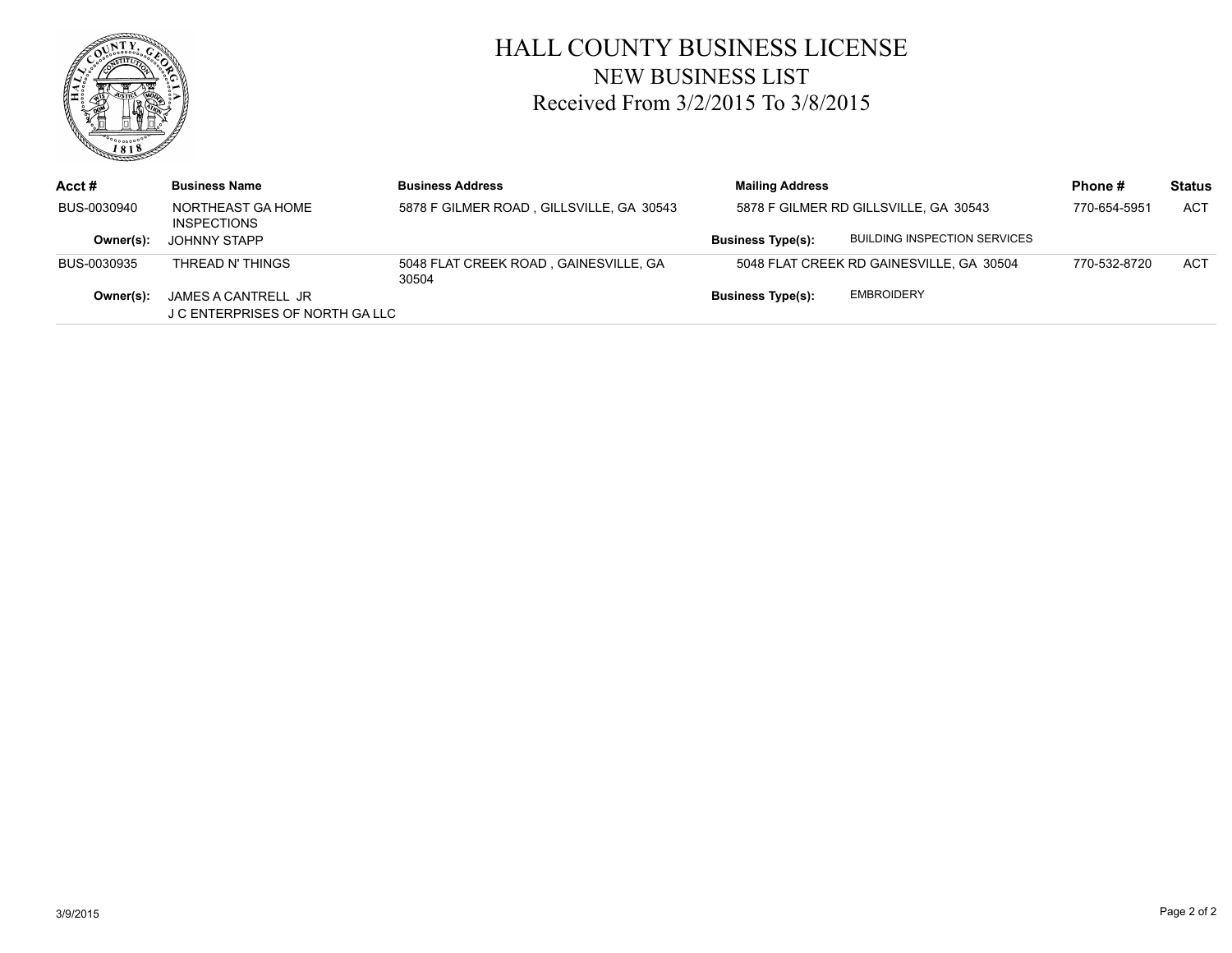# HALL COUNTY BUSINESS LICENSE

## NEW BUSINESS LIST

### Received From 3/2/2015 To 3/8/2015

| Acct # | Business Name | Business Address | Mailing Address | | Phone # | Status |
|---|---|---|---|---|---|---|
| BUS-0030940 | NORTHEAST GA HOME INSPECTIONS | 5878 F GILMER ROAD , GILLSVILLE, GA 30543 | 5878 F GILMER RD GILLSVILLE, GA 30543 | | 770-654-5951 | ACT |
| **Owner(s):** | JOHNNY STAPP | | **Business Type(s):** | BUILDING INSPECTION SERVICES | | |
| BUS-0030935 | THREAD N' THINGS | 5048 FLAT CREEK ROAD , GAINESVILLE, GA 30504 | 5048 FLAT CREEK RD GAINESVILLE, GA 30504 | | 770-532-8720 | ACT |
| **Owner(s):** | JAMES A CANTRELL JR<br>J C ENTERPRISES OF NORTH GA LLC | | **Business Type(s):** | EMBROIDERY | | |

3/9/2015